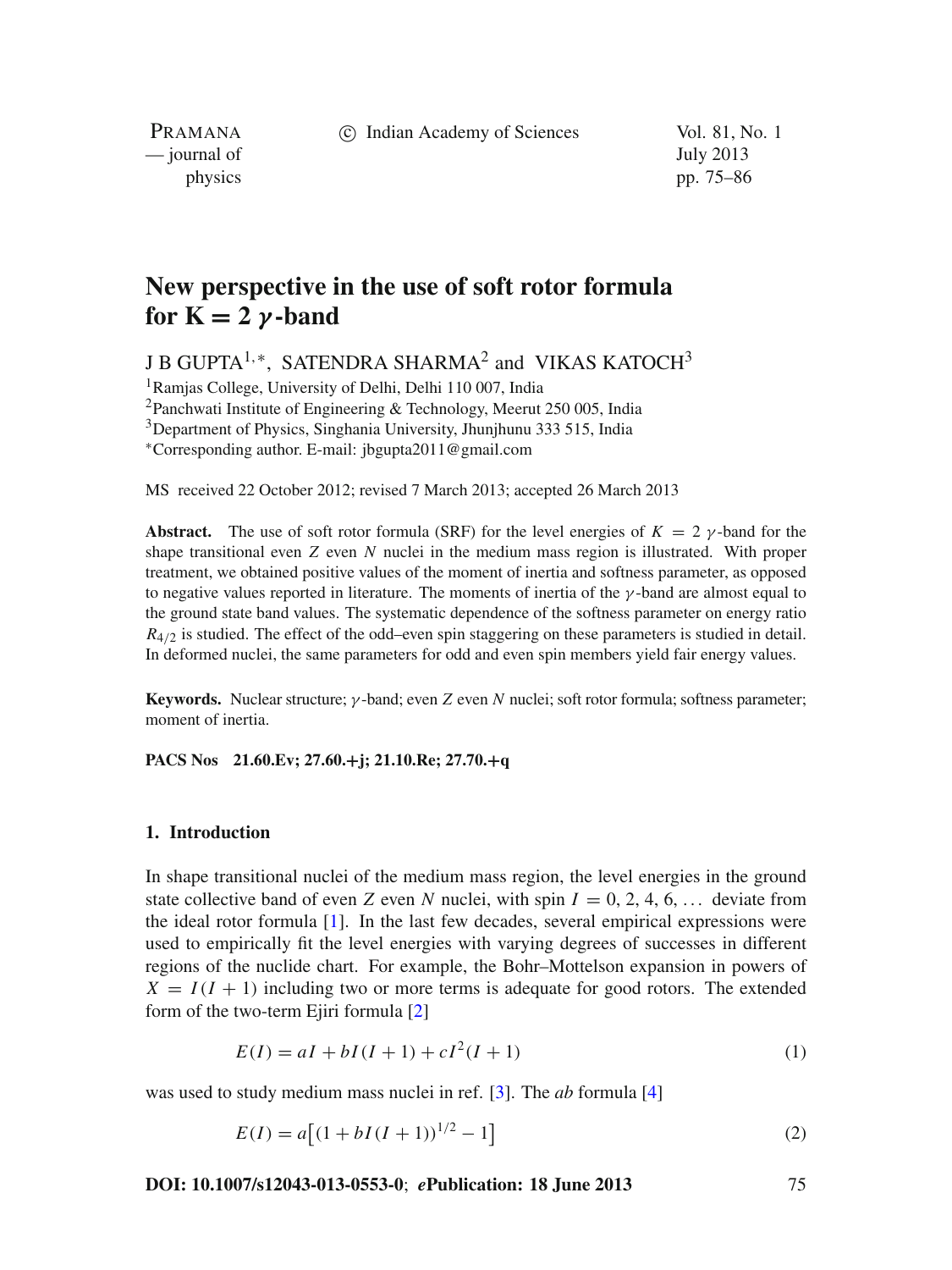# New perspective in the use of soft rotor formula for K = 2 $\gamma$-band

J B GUPTA[1,*], SATENDRA SHARMA[2] and VIKAS KATOCH[3]

[1]Ramjas College, University of Delhi, Delhi 110 007, India
[2]Panchwati Institute of Engineering & Technology, Meerut 250 005, India
[3]Department of Physics, Singhania University, Jhunjhunu 333 515, India
[*]Corresponding author. E-mail: jbgupta2011@gmail.com

MS received 22 October 2012; revised 7 March 2013; accepted 26 March 2013

**Abstract.** The use of soft rotor formula (SRF) for the level energies of $K = 2$ $\gamma$-band for the shape transitional even $Z$ even $N$ nuclei in the medium mass region is illustrated. With proper treatment, we obtained positive values of the moment of inertia and softness parameter, as opposed to negative values reported in literature. The moments of inertia of the $\gamma$-band are almost equal to the ground state band values. The systematic dependence of the softness parameter on energy ratio $R_{4/2}$ is studied. The effect of the odd–even spin staggering on these parameters is studied in detail. In deformed nuclei, the same parameters for odd and even spin members yield fair energy values.

**Keywords.** Nuclear structure; $\gamma$-band; even $Z$ even $N$ nuclei; soft rotor formula; softness parameter; moment of inertia.

**PACS Nos** 21.60.Ev; 27.60.+j; 21.10.Re; 27.70.+q

## 1. Introduction

In shape transitional nuclei of the medium mass region, the level energies in the ground state collective band of even $Z$ even $N$ nuclei, with spin $I = 0, 2, 4, 6, \ldots$ deviate from the ideal rotor formula [1]. In the last few decades, several empirical expressions were used to empirically fit the level energies with varying degrees of successes in different regions of the nuclide chart. For example, the Bohr–Mottelson expansion in powers of $X = I(I + 1)$ including two or more terms is adequate for good rotors. The extended form of the two-term Ejiri formula [2]

$$E(I) = aI + bI(I + 1) + cI^2(I + 1) \tag{1}$$

was used to study medium mass nuclei in ref. [3]. The *ab* formula [4]

$$E(I) = a\left[(1 + bI(I + 1))^{1/2} - 1\right] \tag{2}$$

**DOI: 10.1007/s12043-013-0553-0**; ***e*Publication: 18 June 2013**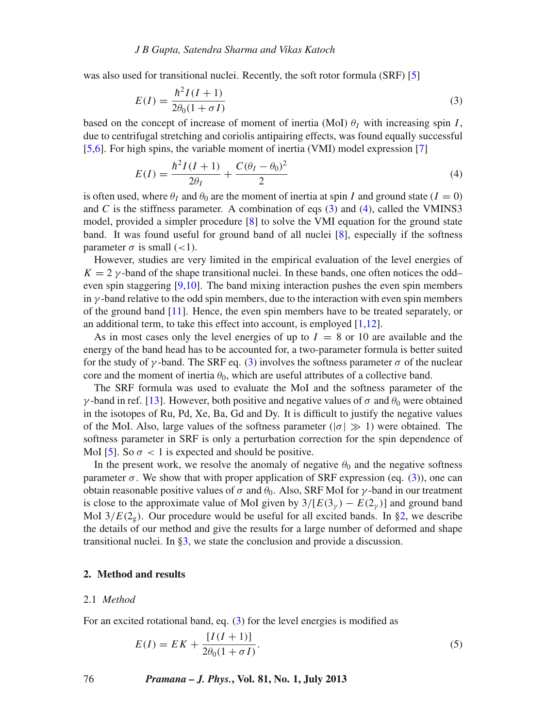was also used for transitional nuclei. Recently, the soft rotor formula (SRF) [5]

$$E(I) = \frac{\hbar^2 I(I+1)}{2\theta_0(1+\sigma I)} \tag{3}$$

based on the concept of increase of moment of inertia (MoI) $\theta_I$ with increasing spin $I$, due to centrifugal stretching and coriolis antipairing effects, was found equally successful [5,6]. For high spins, the variable moment of inertia (VMI) model expression [7]

$$E(I) = \frac{\hbar^2 I(I+1)}{2\theta_I} + \frac{C(\theta_I - \theta_0)^2}{2} \tag{4}$$

is often used, where $\theta_I$ and $\theta_0$ are the moment of inertia at spin $I$ and ground state ($I = 0$) and $C$ is the stiffness parameter. A combination of eqs (3) and (4), called the VMINS3 model, provided a simpler procedure [8] to solve the VMI equation for the ground state band. It was found useful for ground band of all nuclei [8], especially if the softness parameter $\sigma$ is small ($<1$).

However, studies are very limited in the empirical evaluation of the level energies of $K = 2$ $\gamma$-band of the shape transitional nuclei. In these bands, one often notices the odd–even spin staggering [9,10]. The band mixing interaction pushes the even spin members in $\gamma$-band relative to the odd spin members, due to the interaction with even spin members of the ground band [11]. Hence, the even spin members have to be treated separately, or an additional term, to take this effect into account, is employed [1,12].

As in most cases only the level energies of up to $I = 8$ or 10 are available and the energy of the band head has to be accounted for, a two-parameter formula is better suited for the study of $\gamma$-band. The SRF eq. (3) involves the softness parameter $\sigma$ of the nuclear core and the moment of inertia $\theta_0$, which are useful attributes of a collective band.

The SRF formula was used to evaluate the MoI and the softness parameter of the $\gamma$-band in ref. [13]. However, both positive and negative values of $\sigma$ and $\theta_0$ were obtained in the isotopes of Ru, Pd, Xe, Ba, Gd and Dy. It is difficult to justify the negative values of the MoI. Also, large values of the softness parameter ($|\sigma| \gg 1$) were obtained. The softness parameter in SRF is only a perturbation correction for the spin dependence of MoI [5]. So $\sigma < 1$ is expected and should be positive.

In the present work, we resolve the anomaly of negative $\theta_0$ and the negative softness parameter $\sigma$. We show that with proper application of SRF expression (eq. (3)), one can obtain reasonable positive values of $\sigma$ and $\theta_0$. Also, SRF MoI for $\gamma$-band in our treatment is close to the approximate value of MoI given by $3/[E(3_\gamma) - E(2_\gamma)]$ and ground band MoI $3/E(2_g)$. Our procedure would be useful for all excited bands. In §2, we describe the details of our method and give the results for a large number of deformed and shape transitional nuclei. In §3, we state the conclusion and provide a discussion.

## 2. Method and results

### 2.1 *Method*

For an excited rotational band, eq. (3) for the level energies is modified as

$$E(I) = EK + \frac{[I(I+1)]}{2\theta_0(1+\sigma I)}. \tag{5}$$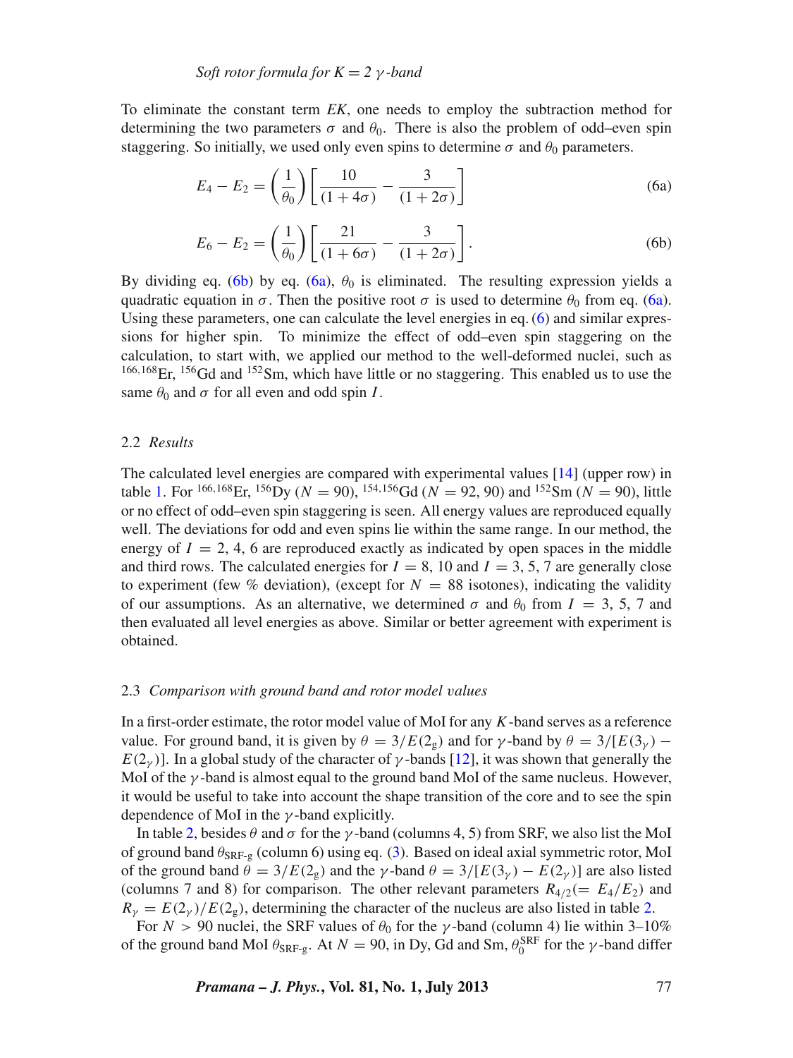To eliminate the constant term $EK$, one needs to employ the subtraction method for determining the two parameters $\sigma$ and $\theta_0$. There is also the problem of odd–even spin staggering. So initially, we used only even spins to determine $\sigma$ and $\theta_0$ parameters.

$$E_4 - E_2 = \left(\frac{1}{\theta_0}\right)\left[\frac{10}{(1+4\sigma)} - \frac{3}{(1+2\sigma)}\right] \tag{6a}$$

$$E_6 - E_2 = \left(\frac{1}{\theta_0}\right)\left[\frac{21}{(1+6\sigma)} - \frac{3}{(1+2\sigma)}\right]. \tag{6b}$$

By dividing eq. (6b) by eq. (6a), $\theta_0$ is eliminated. The resulting expression yields a quadratic equation in $\sigma$. Then the positive root $\sigma$ is used to determine $\theta_0$ from eq. (6a). Using these parameters, one can calculate the level energies in eq. (6) and similar expressions for higher spin. To minimize the effect of odd–even spin staggering on the calculation, to start with, we applied our method to the well-deformed nuclei, such as $^{166,168}$Er, $^{156}$Gd and $^{152}$Sm, which have little or no staggering. This enabled us to use the same $\theta_0$ and $\sigma$ for all even and odd spin $I$.

### 2.2 *Results*

The calculated level energies are compared with experimental values [14] (upper row) in table 1. For $^{166,168}$Er, $^{156}$Dy ($N = 90$), $^{154,156}$Gd ($N = 92$, 90) and $^{152}$Sm ($N = 90$), little or no effect of odd–even spin staggering is seen. All energy values are reproduced equally well. The deviations for odd and even spins lie within the same range. In our method, the energy of $I = 2, 4, 6$ are reproduced exactly as indicated by open spaces in the middle and third rows. The calculated energies for $I = 8$, 10 and $I = 3, 5, 7$ are generally close to experiment (few % deviation), (except for $N = 88$ isotones), indicating the validity of our assumptions. As an alternative, we determined $\sigma$ and $\theta_0$ from $I = 3, 5, 7$ and then evaluated all level energies as above. Similar or better agreement with experiment is obtained.

### 2.3 *Comparison with ground band and rotor model values*

In a first-order estimate, the rotor model value of MoI for any $K$-band serves as a reference value. For ground band, it is given by $\theta = 3/E(2_g)$ and for $\gamma$-band by $\theta = 3/[E(3_\gamma) - E(2_\gamma)]$. In a global study of the character of $\gamma$-bands [12], it was shown that generally the MoI of the $\gamma$-band is almost equal to the ground band MoI of the same nucleus. However, it would be useful to take into account the shape transition of the core and to see the spin dependence of MoI in the $\gamma$-band explicitly.

In table 2, besides $\theta$ and $\sigma$ for the $\gamma$-band (columns 4, 5) from SRF, we also list the MoI of ground band $\theta_{\text{SRF-g}}$ (column 6) using eq. (3). Based on ideal axial symmetric rotor, MoI of the ground band $\theta = 3/E(2_g)$ and the $\gamma$-band $\theta = 3/[E(3_\gamma) - E(2_\gamma)]$ are also listed (columns 7 and 8) for comparison. The other relevant parameters $R_{4/2}(= E_4/E_2)$ and $R_\gamma = E(2_\gamma)/E(2_g)$, determining the character of the nucleus are also listed in table 2.

For $N > 90$ nuclei, the SRF values of $\theta_0$ for the $\gamma$-band (column 4) lie within 3–10% of the ground band MoI $\theta_{\text{SRF-g}}$. At $N = 90$, in Dy, Gd and Sm, $\theta_0^{\text{SRF}}$ for the $\gamma$-band differ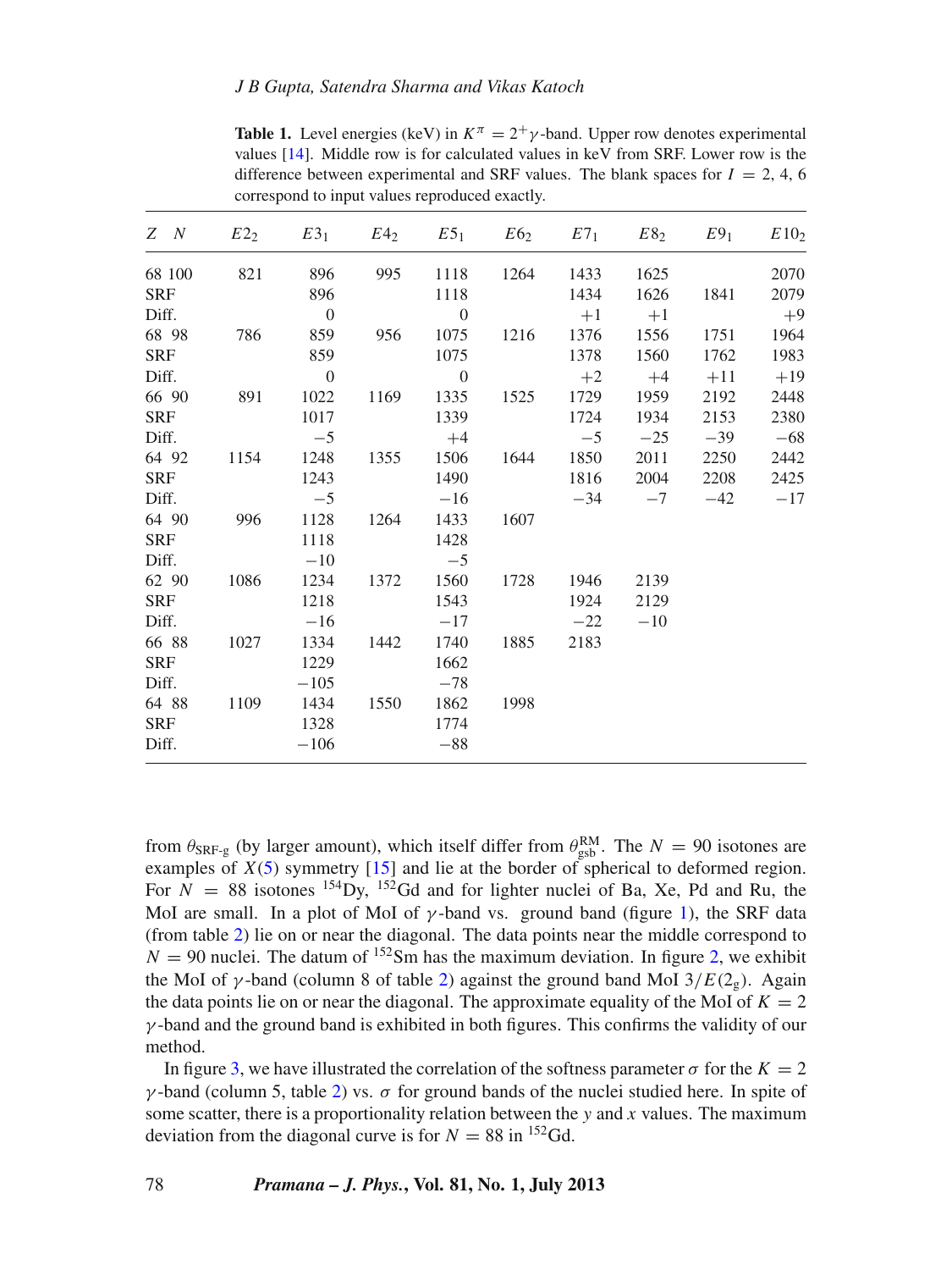**Table 1.** Level energies (keV) in $K^{\pi} = 2^{+}\gamma$-band. Upper row denotes experimental values [14]. Middle row is for calculated values in keV from SRF. Lower row is the difference between experimental and SRF values. The blank spaces for $I = 2, 4, 6$ correspond to input values reproduced exactly.

| $Z$ $N$ | $E2_2$ | $E3_1$ | $E4_2$ | $E5_1$ | $E6_2$ | $E7_1$ | $E8_2$ | $E9_1$ | $E10_2$ |
|---|---|---|---|---|---|---|---|---|---|
| 68 100 | 821 | 896 | 995 | 1118 | 1264 | 1433 | 1625 | | 2070 |
| SRF | | 896 | | 1118 | | 1434 | 1626 | 1841 | 2079 |
| Diff. | | 0 | | 0 | | +1 | +1 | | +9 |
| 68 98 | 786 | 859 | 956 | 1075 | 1216 | 1376 | 1556 | 1751 | 1964 |
| SRF | | 859 | | 1075 | | 1378 | 1560 | 1762 | 1983 |
| Diff. | | 0 | | 0 | | +2 | +4 | +11 | +19 |
| 66 90 | 891 | 1022 | 1169 | 1335 | 1525 | 1729 | 1959 | 2192 | 2448 |
| SRF | | 1017 | | 1339 | | 1724 | 1934 | 2153 | 2380 |
| Diff. | | −5 | | +4 | | −5 | −25 | −39 | −68 |
| 64 92 | 1154 | 1248 | 1355 | 1506 | 1644 | 1850 | 2011 | 2250 | 2442 |
| SRF | | 1243 | | 1490 | | 1816 | 2004 | 2208 | 2425 |
| Diff. | | −5 | | −16 | | −34 | −7 | −42 | −17 |
| 64 90 | 996 | 1128 | 1264 | 1433 | 1607 | | | | |
| SRF | | 1118 | | 1428 | | | | | |
| Diff. | | −10 | | −5 | | | | | |
| 62 90 | 1086 | 1234 | 1372 | 1560 | 1728 | 1946 | 2139 | | |
| SRF | | 1218 | | 1543 | | 1924 | 2129 | | |
| Diff. | | −16 | | −17 | | −22 | −10 | | |
| 66 88 | 1027 | 1334 | 1442 | 1740 | 1885 | 2183 | | | |
| SRF | | 1229 | | 1662 | | | | | |
| Diff. | | −105 | | −78 | | | | | |
| 64 88 | 1109 | 1434 | 1550 | 1862 | 1998 | | | | |
| SRF | | 1328 | | 1774 | | | | | |
| Diff. | | −106 | | −88 | | | | | |

from $\theta_{\text{SRF-g}}$ (by larger amount), which itself differ from $\theta_{\text{gsb}}^{\text{RM}}$. The $N = 90$ isotones are examples of $X(5)$ symmetry [15] and lie at the border of spherical to deformed region. For $N = 88$ isotones $^{154}$Dy, $^{152}$Gd and for lighter nuclei of Ba, Xe, Pd and Ru, the MoI are small. In a plot of MoI of $\gamma$-band vs. ground band (figure 1), the SRF data (from table 2) lie on or near the diagonal. The data points near the middle correspond to $N = 90$ nuclei. The datum of $^{152}$Sm has the maximum deviation. In figure 2, we exhibit the MoI of $\gamma$-band (column 8 of table 2) against the ground band MoI $3/E(2_{\text{g}})$. Again the data points lie on or near the diagonal. The approximate equality of the MoI of $K = 2$ $\gamma$-band and the ground band is exhibited in both figures. This confirms the validity of our method.

In figure 3, we have illustrated the correlation of the softness parameter $\sigma$ for the $K = 2$ $\gamma$-band (column 5, table 2) vs. $\sigma$ for ground bands of the nuclei studied here. In spite of some scatter, there is a proportionality relation between the $y$ and $x$ values. The maximum deviation from the diagonal curve is for $N = 88$ in $^{152}$Gd.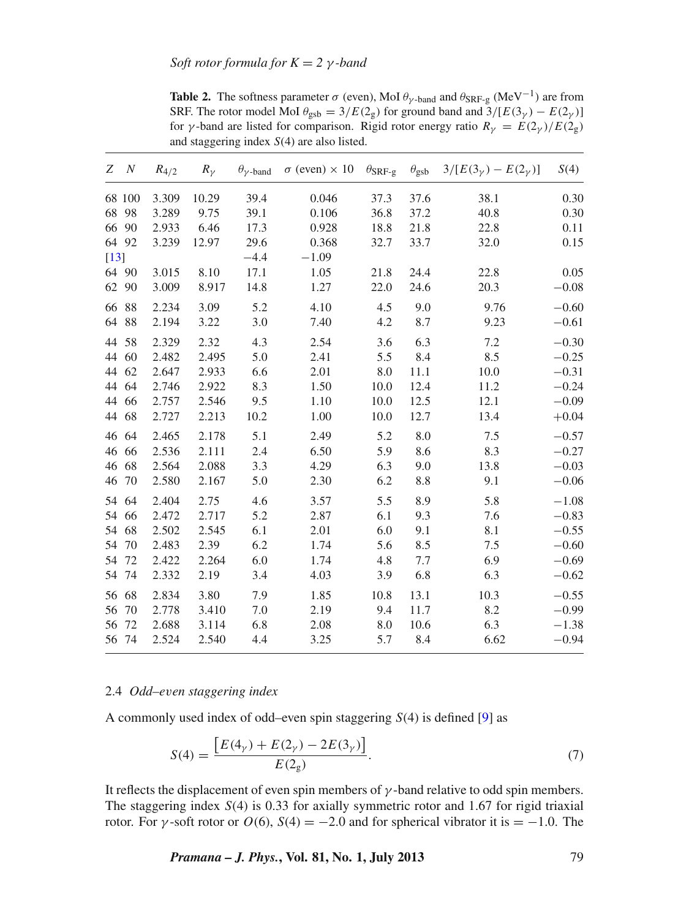**Table 2.** The softness parameter $\sigma$ (even), MoI $\theta_{\gamma\text{-band}}$ and $\theta_{\text{SRF-g}}$ (MeV$^{-1}$) are from SRF. The rotor model MoI $\theta_{\text{gsb}} = 3/E(2_g)$ for ground band and $3/[E(3_\gamma) - E(2_\gamma)]$ for $\gamma$-band are listed for comparison. Rigid rotor energy ratio $R_\gamma = E(2_\gamma)/E(2_g)$ and staggering index $S(4)$ are also listed.

| $Z$ | $N$ | $R_{4/2}$ | $R_\gamma$ | $\theta_{\gamma\text{-band}}$ | $\sigma$ (even) × 10 | $\theta_{\text{SRF-g}}$ | $\theta_{\text{gsb}}$ | $3/[E(3_\gamma) - E(2_\gamma)]$ | $S(4)$ |
|---|---|---|---|---|---|---|---|---|---|
| 68 | 100 | 3.309 | 10.29 | 39.4 | 0.046 | 37.3 | 37.6 | 38.1 | 0.30 |
| 68 | 98 | 3.289 | 9.75 | 39.1 | 0.106 | 36.8 | 37.2 | 40.8 | 0.30 |
| 66 | 90 | 2.933 | 6.46 | 17.3 | 0.928 | 18.8 | 21.8 | 22.8 | 0.11 |
| 64 | 92 | 3.239 | 12.97 | 29.6 | 0.368 | 32.7 | 33.7 | 32.0 | 0.15 |
| [13] | | | | −4.4 | −1.09 | | | | |
| 64 | 90 | 3.015 | 8.10 | 17.1 | 1.05 | 21.8 | 24.4 | 22.8 | 0.05 |
| 62 | 90 | 3.009 | 8.917 | 14.8 | 1.27 | 22.0 | 24.6 | 20.3 | −0.08 |
| 66 | 88 | 2.234 | 3.09 | 5.2 | 4.10 | 4.5 | 9.0 | 9.76 | −0.60 |
| 64 | 88 | 2.194 | 3.22 | 3.0 | 7.40 | 4.2 | 8.7 | 9.23 | −0.61 |
| 44 | 58 | 2.329 | 2.32 | 4.3 | 2.54 | 3.6 | 6.3 | 7.2 | −0.30 |
| 44 | 60 | 2.482 | 2.495 | 5.0 | 2.41 | 5.5 | 8.4 | 8.5 | −0.25 |
| 44 | 62 | 2.647 | 2.933 | 6.6 | 2.01 | 8.0 | 11.1 | 10.0 | −0.31 |
| 44 | 64 | 2.746 | 2.922 | 8.3 | 1.50 | 10.0 | 12.4 | 11.2 | −0.24 |
| 44 | 66 | 2.757 | 2.546 | 9.5 | 1.10 | 10.0 | 12.5 | 12.1 | −0.09 |
| 44 | 68 | 2.727 | 2.213 | 10.2 | 1.00 | 10.0 | 12.7 | 13.4 | +0.04 |
| 46 | 64 | 2.465 | 2.178 | 5.1 | 2.49 | 5.2 | 8.0 | 7.5 | −0.57 |
| 46 | 66 | 2.536 | 2.111 | 2.4 | 6.50 | 5.9 | 8.6 | 8.3 | −0.27 |
| 46 | 68 | 2.564 | 2.088 | 3.3 | 4.29 | 6.3 | 9.0 | 13.8 | −0.03 |
| 46 | 70 | 2.580 | 2.167 | 5.0 | 2.30 | 6.2 | 8.8 | 9.1 | −0.06 |
| 54 | 64 | 2.404 | 2.75 | 4.6 | 3.57 | 5.5 | 8.9 | 5.8 | −1.08 |
| 54 | 66 | 2.472 | 2.717 | 5.2 | 2.87 | 6.1 | 9.3 | 7.6 | −0.83 |
| 54 | 68 | 2.502 | 2.545 | 6.1 | 2.01 | 6.0 | 9.1 | 8.1 | −0.55 |
| 54 | 70 | 2.483 | 2.39 | 6.2 | 1.74 | 5.6 | 8.5 | 7.5 | −0.60 |
| 54 | 72 | 2.422 | 2.264 | 6.0 | 1.74 | 4.8 | 7.7 | 6.9 | −0.69 |
| 54 | 74 | 2.332 | 2.19 | 3.4 | 4.03 | 3.9 | 6.8 | 6.3 | −0.62 |
| 56 | 68 | 2.834 | 3.80 | 7.9 | 1.85 | 10.8 | 13.1 | 10.3 | −0.55 |
| 56 | 70 | 2.778 | 3.410 | 7.0 | 2.19 | 9.4 | 11.7 | 8.2 | −0.99 |
| 56 | 72 | 2.688 | 3.114 | 6.8 | 2.08 | 8.0 | 10.6 | 6.3 | −1.38 |
| 56 | 74 | 2.524 | 2.540 | 4.4 | 3.25 | 5.7 | 8.4 | 6.62 | −0.94 |

### 2.4 *Odd–even staggering index*

A commonly used index of odd–even spin staggering $S(4)$ is defined [9] as

$$S(4) = \frac{\left[E(4_\gamma) + E(2_\gamma) - 2E(3_\gamma)\right]}{E(2_g)}. \tag{7}$$

It reflects the displacement of even spin members of $\gamma$-band relative to odd spin members. The staggering index $S(4)$ is 0.33 for axially symmetric rotor and 1.67 for rigid triaxial rotor. For $\gamma$-soft rotor or $O(6)$, $S(4) = -2.0$ and for spherical vibrator it is $= -1.0$. The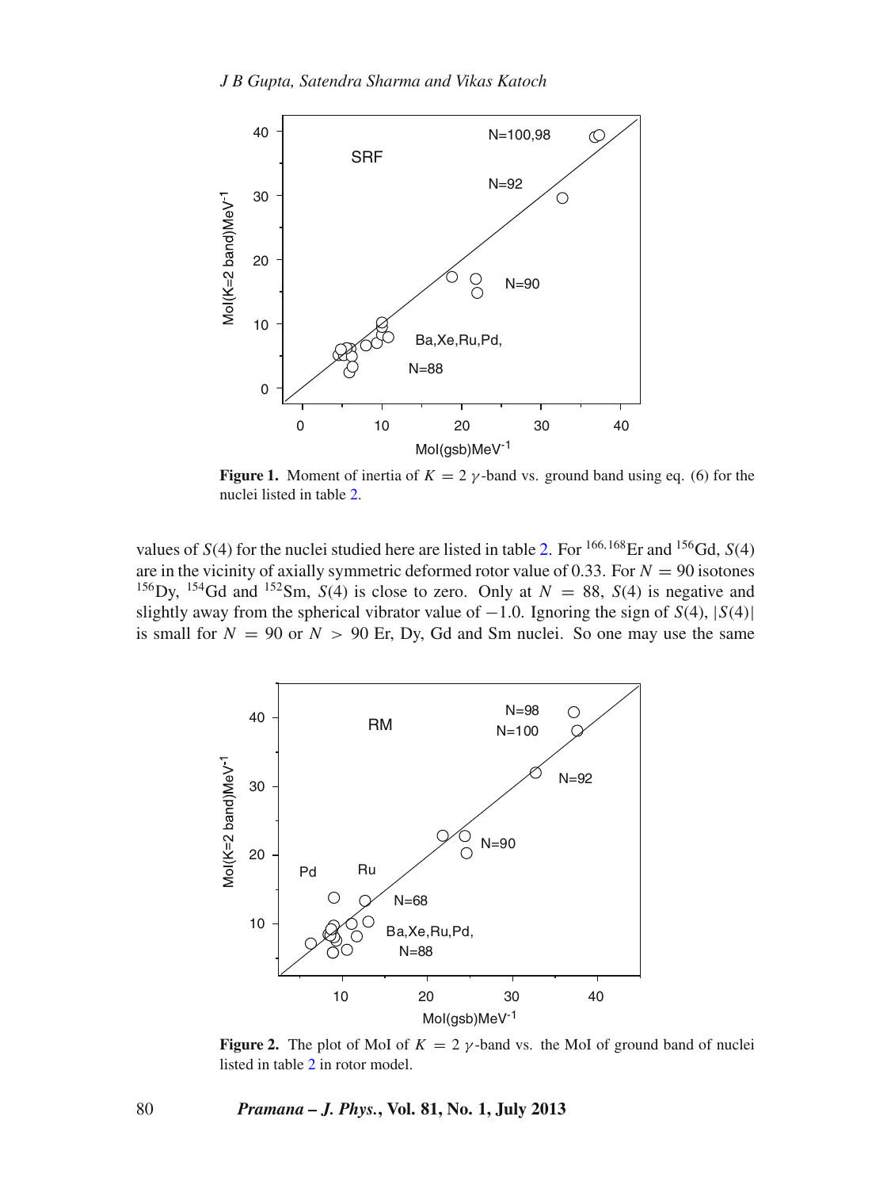**Figure 1.** Moment of inertia of $K = 2$ $\gamma$-band vs. ground band using eq. (6) for the nuclei listed in table 2.

values of $S(4)$ for the nuclei studied here are listed in table 2. For $^{166,168}$Er and $^{156}$Gd, $S(4)$ are in the vicinity of axially symmetric deformed rotor value of 0.33. For $N = 90$ isotones $^{156}$Dy, $^{154}$Gd and $^{152}$Sm, $S(4)$ is close to zero. Only at $N = 88$, $S(4)$ is negative and slightly away from the spherical vibrator value of $-1.0$. Ignoring the sign of $S(4)$, $|S(4)|$ is small for $N = 90$ or $N > 90$ Er, Dy, Gd and Sm nuclei. So one may use the same

**Figure 2.** The plot of MoI of $K = 2$ $\gamma$-band vs. the MoI of ground band of nuclei listed in table 2 in rotor model.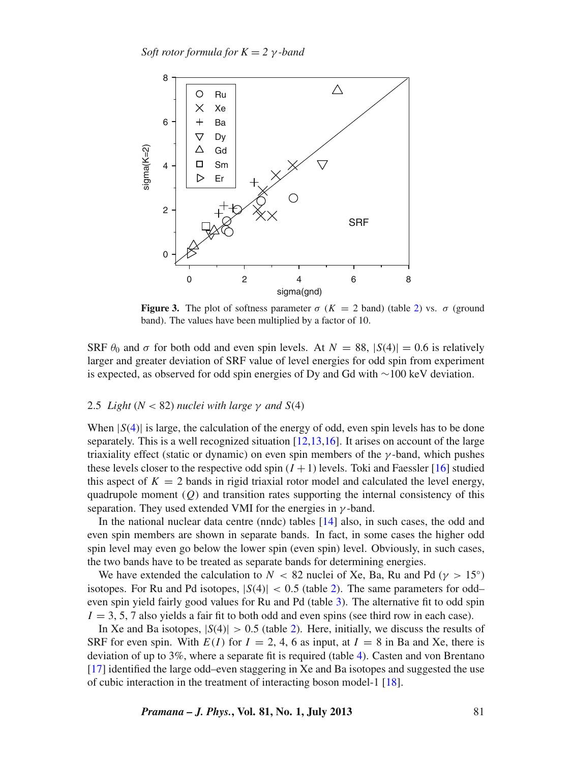**Figure 3.** The plot of softness parameter $\sigma$ ($K = 2$ band) (table 2) vs. $\sigma$ (ground band). The values have been multiplied by a factor of 10.

SRF $\theta_0$ and $\sigma$ for both odd and even spin levels. At $N = 88$, $|S(4)| = 0.6$ is relatively larger and greater deviation of SRF value of level energies for odd spin from experiment is expected, as observed for odd spin energies of Dy and Gd with ~100 keV deviation.

### 2.5 *Light ($N < 82$) nuclei with large $\gamma$ and $S(4)$*

When $|S(4)|$ is large, the calculation of the energy of odd, even spin levels has to be done separately. This is a well recognized situation [12,13,16]. It arises on account of the large triaxiality effect (static or dynamic) on even spin members of the $\gamma$-band, which pushes these levels closer to the respective odd spin $(I + 1)$ levels. Toki and Faessler [16] studied this aspect of $K = 2$ bands in rigid triaxial rotor model and calculated the level energy, quadrupole moment ($Q$) and transition rates supporting the internal consistency of this separation. They used extended VMI for the energies in $\gamma$-band.

In the national nuclear data centre (nndc) tables [14] also, in such cases, the odd and even spin members are shown in separate bands. In fact, in some cases the higher odd spin level may even go below the lower spin (even spin) level. Obviously, in such cases, the two bands have to be treated as separate bands for determining energies.

We have extended the calculation to $N < 82$ nuclei of Xe, Ba, Ru and Pd ($\gamma > 15°$) isotopes. For Ru and Pd isotopes, $|S(4)| < 0.5$ (table 2). The same parameters for odd–even spin yield fairly good values for Ru and Pd (table 3). The alternative fit to odd spin $I = 3, 5, 7$ also yields a fair fit to both odd and even spins (see third row in each case).

In Xe and Ba isotopes, $|S(4)| > 0.5$ (table 2). Here, initially, we discuss the results of SRF for even spin. With $E(I)$ for $I = 2, 4, 6$ as input, at $I = 8$ in Ba and Xe, there is deviation of up to 3%, where a separate fit is required (table 4). Casten and von Brentano [17] identified the large odd–even staggering in Xe and Ba isotopes and suggested the use of cubic interaction in the treatment of interacting boson model-1 [18].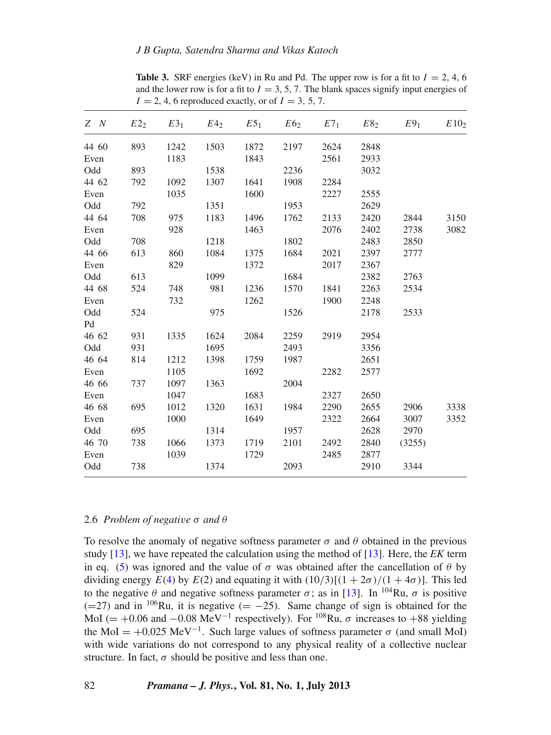**Table 3.** SRF energies (keV) in Ru and Pd. The upper row is for a fit to $I = 2, 4, 6$ and the lower row is for a fit to $I = 3, 5, 7$. The blank spaces signify input energies of $I = 2, 4, 6$ reproduced exactly, or of $I = 3, 5, 7$.

| $Z$ $N$ | $E2_2$ | $E3_1$ | $E4_2$ | $E5_1$ | $E6_2$ | $E7_1$ | $E8_2$ | $E9_1$ | $E10_2$ |
|---|---|---|---|---|---|---|---|---|---|
| 44 60 | 893 | 1242 | 1503 | 1872 | 2197 | 2624 | 2848 | | |
| Even | | 1183 | | 1843 | | 2561 | 2933 | | |
| Odd | 893 | | 1538 | | 2236 | | 3032 | | |
| 44 62 | 792 | 1092 | 1307 | 1641 | 1908 | 2284 | | | |
| Even | | 1035 | | 1600 | | 2227 | 2555 | | |
| Odd | 792 | | 1351 | | 1953 | | 2629 | | |
| 44 64 | 708 | 975 | 1183 | 1496 | 1762 | 2133 | 2420 | 2844 | 3150 |
| Even | | 928 | | 1463 | | 2076 | 2402 | 2738 | 3082 |
| Odd | 708 | | 1218 | | 1802 | | 2483 | 2850 | |
| 44 66 | 613 | 860 | 1084 | 1375 | 1684 | 2021 | 2397 | 2777 | |
| Even | | 829 | | 1372 | | 2017 | 2367 | | |
| Odd | 613 | | 1099 | | 1684 | | 2382 | 2763 | |
| 44 68 | 524 | 748 | 981 | 1236 | 1570 | 1841 | 2263 | 2534 | |
| Even | | 732 | | 1262 | | 1900 | 2248 | | |
| Odd | 524 | | 975 | | 1526 | | 2178 | 2533 | |
| Pd | | | | | | | | | |
| 46 62 | 931 | 1335 | 1624 | 2084 | 2259 | 2919 | 2954 | | |
| Odd | 931 | | 1695 | | 2493 | | 3356 | | |
| 46 64 | 814 | 1212 | 1398 | 1759 | 1987 | | 2651 | | |
| Even | | 1105 | | 1692 | | 2282 | 2577 | | |
| 46 66 | 737 | 1097 | 1363 | | 2004 | | | | |
| Even | | 1047 | | 1683 | | 2327 | 2650 | | |
| 46 68 | 695 | 1012 | 1320 | 1631 | 1984 | 2290 | 2655 | 2906 | 3338 |
| Even | | 1000 | | 1649 | | 2322 | 2664 | 3007 | 3352 |
| Odd | 695 | | 1314 | | 1957 | | 2628 | 2970 | |
| 46 70 | 738 | 1066 | 1373 | 1719 | 2101 | 2492 | 2840 | (3255) | |
| Even | | 1039 | | 1729 | | 2485 | 2877 | | |
| Odd | 738 | | 1374 | | 2093 | | 2910 | 3344 | |

### 2.6 *Problem of negative $\sigma$ and $\theta$*

To resolve the anomaly of negative softness parameter $\sigma$ and $\theta$ obtained in the previous study [13], we have repeated the calculation using the method of [13]. Here, the *EK* term in eq. (5) was ignored and the value of $\sigma$ was obtained after the cancellation of $\theta$ by dividing energy $E(4)$ by $E(2)$ and equating it with $(10/3)[(1+2\sigma)/(1+4\sigma)]$. This led to the negative $\theta$ and negative softness parameter $\sigma$; as in [13]. In $^{104}$Ru, $\sigma$ is positive (=27) and in $^{106}$Ru, it is negative (= −25). Same change of sign is obtained for the MoI (= +0.06 and −0.08 MeV$^{-1}$ respectively). For $^{108}$Ru, $\sigma$ increases to +88 yielding the MoI = +0.025 MeV$^{-1}$. Such large values of softness parameter $\sigma$ (and small MoI) with wide variations do not correspond to any physical reality of a collective nuclear structure. In fact, $\sigma$ should be positive and less than one.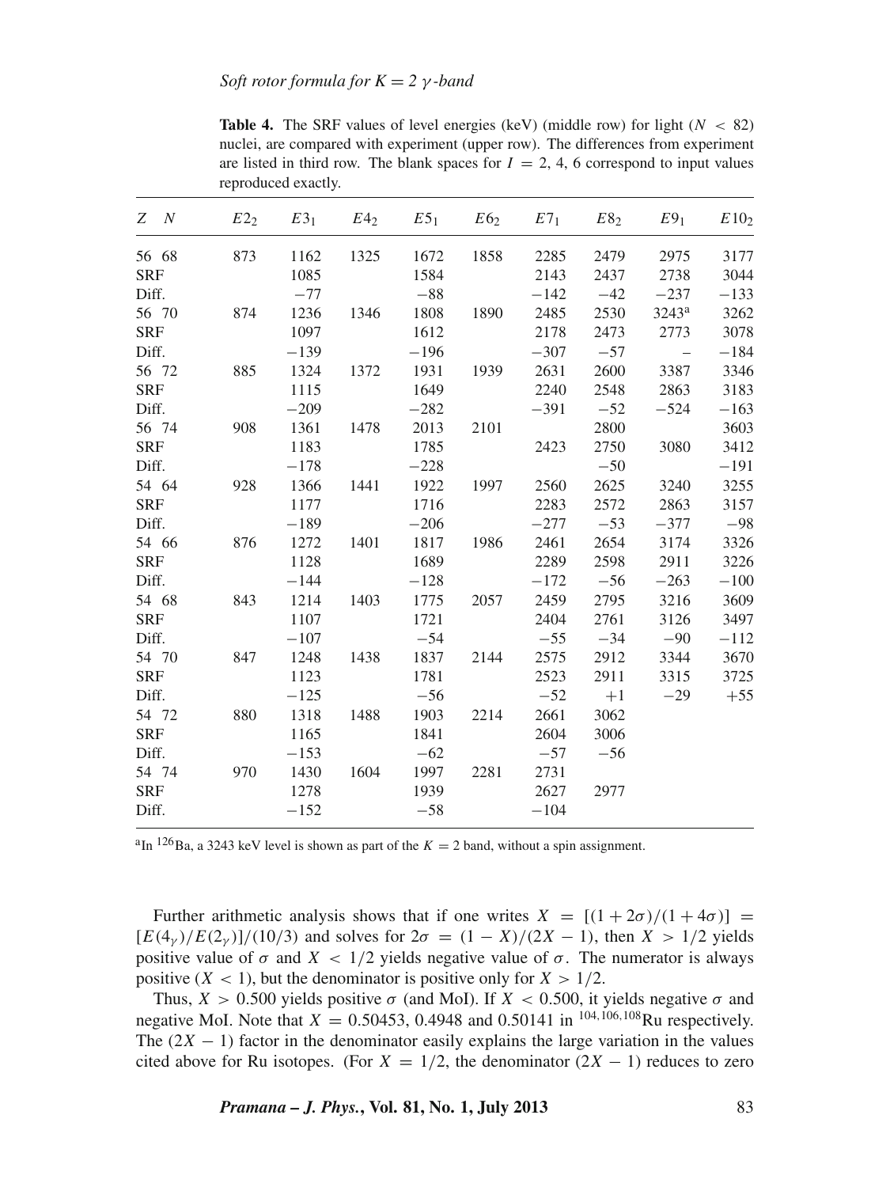**Table 4.** The SRF values of level energies (keV) (middle row) for light ($N < 82$) nuclei, are compared with experiment (upper row). The differences from experiment are listed in third row. The blank spaces for $I = 2, 4, 6$ correspond to input values reproduced exactly.

| $Z$ $N$ | $E2_2$ | $E3_1$ | $E4_2$ | $E5_1$ | $E6_2$ | $E7_1$ | $E8_2$ | $E9_1$ | $E10_2$ |
|---|---|---|---|---|---|---|---|---|---|
| 56 68 | 873 | 1162 | 1325 | 1672 | 1858 | 2285 | 2479 | 2975 | 3177 |
| SRF | | 1085 | | 1584 | | 2143 | 2437 | 2738 | 3044 |
| Diff. | | −77 | | −88 | | −142 | −42 | −237 | −133 |
| 56 70 | 874 | 1236 | 1346 | 1808 | 1890 | 2485 | 2530 | 3243[a] | 3262 |
| SRF | | 1097 | | 1612 | | 2178 | 2473 | 2773 | 3078 |
| Diff. | | −139 | | −196 | | −307 | −57 | – | −184 |
| 56 72 | 885 | 1324 | 1372 | 1931 | 1939 | 2631 | 2600 | 3387 | 3346 |
| SRF | | 1115 | | 1649 | | 2240 | 2548 | 2863 | 3183 |
| Diff. | | −209 | | −282 | | −391 | −52 | −524 | −163 |
| 56 74 | 908 | 1361 | 1478 | 2013 | 2101 | | 2800 | | 3603 |
| SRF | | 1183 | | 1785 | | 2423 | 2750 | 3080 | 3412 |
| Diff. | | −178 | | −228 | | | −50 | | −191 |
| 54 64 | 928 | 1366 | 1441 | 1922 | 1997 | 2560 | 2625 | 3240 | 3255 |
| SRF | | 1177 | | 1716 | | 2283 | 2572 | 2863 | 3157 |
| Diff. | | −189 | | −206 | | −277 | −53 | −377 | −98 |
| 54 66 | 876 | 1272 | 1401 | 1817 | 1986 | 2461 | 2654 | 3174 | 3326 |
| SRF | | 1128 | | 1689 | | 2289 | 2598 | 2911 | 3226 |
| Diff. | | −144 | | −128 | | −172 | −56 | −263 | −100 |
| 54 68 | 843 | 1214 | 1403 | 1775 | 2057 | 2459 | 2795 | 3216 | 3609 |
| SRF | | 1107 | | 1721 | | 2404 | 2761 | 3126 | 3497 |
| Diff. | | −107 | | −54 | | −55 | −34 | −90 | −112 |
| 54 70 | 847 | 1248 | 1438 | 1837 | 2144 | 2575 | 2912 | 3344 | 3670 |
| SRF | | 1123 | | 1781 | | 2523 | 2911 | 3315 | 3725 |
| Diff. | | −125 | | −56 | | −52 | +1 | −29 | +55 |
| 54 72 | 880 | 1318 | 1488 | 1903 | 2214 | 2661 | 3062 | | |
| SRF | | 1165 | | 1841 | | 2604 | 3006 | | |
| Diff. | | −153 | | −62 | | −57 | −56 | | |
| 54 74 | 970 | 1430 | 1604 | 1997 | 2281 | 2731 | | | |
| SRF | | 1278 | | 1939 | | 2627 | 2977 | | |
| Diff. | | −152 | | −58 | | −104 | | | |

[a]In $^{126}$Ba, a 3243 keV level is shown as part of the $K = 2$ band, without a spin assignment.

Further arithmetic analysis shows that if one writes $X = [(1 + 2\sigma)/(1 + 4\sigma)] = [E(4_\gamma)/E(2_\gamma)]/(10/3)$ and solves for $2\sigma = (1 - X)/(2X - 1)$, then $X > 1/2$ yields positive value of $\sigma$ and $X < 1/2$ yields negative value of $\sigma$. The numerator is always positive ($X < 1$), but the denominator is positive only for $X > 1/2$.

Thus, $X > 0.500$ yields positive $\sigma$ (and MoI). If $X < 0.500$, it yields negative $\sigma$ and negative MoI. Note that $X = 0.50453$, 0.4948 and 0.50141 in $^{104,106,108}$Ru respectively. The $(2X - 1)$ factor in the denominator easily explains the large variation in the values cited above for Ru isotopes. (For $X = 1/2$, the denominator $(2X - 1)$ reduces to zero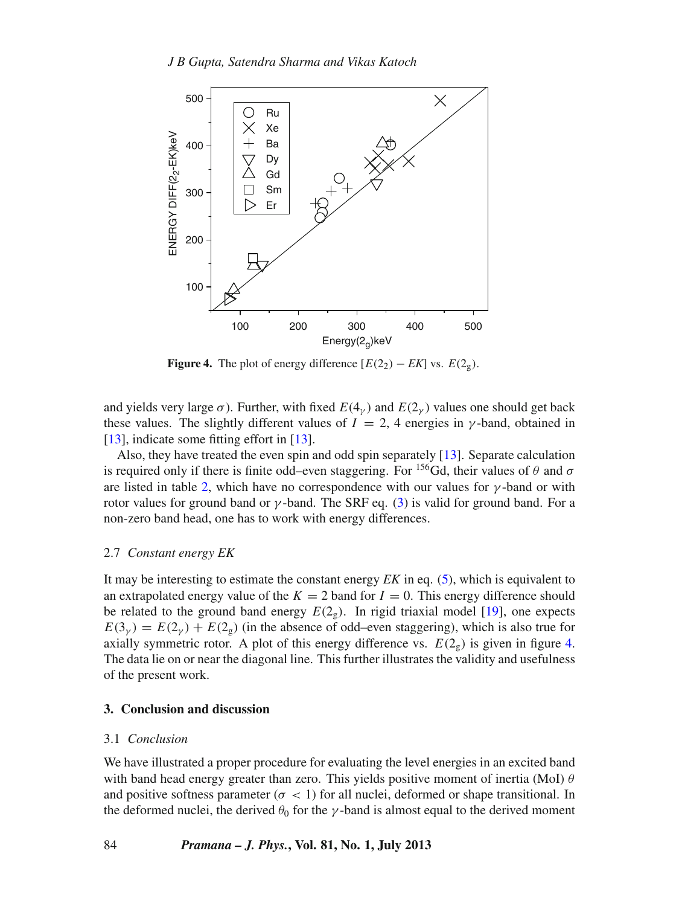**Figure 4.** The plot of energy difference $[E(2_2) - EK]$ vs. $E(2_g)$.

and yields very large $\sigma$). Further, with fixed $E(4_\gamma)$ and $E(2_\gamma)$ values one should get back these values. The slightly different values of $I = 2, 4$ energies in $\gamma$-band, obtained in [13], indicate some fitting effort in [13].

Also, they have treated the even spin and odd spin separately [13]. Separate calculation is required only if there is finite odd–even staggering. For $^{156}$Gd, their values of $\theta$ and $\sigma$ are listed in table 2, which have no correspondence with our values for $\gamma$-band or with rotor values for ground band or $\gamma$-band. The SRF eq. (3) is valid for ground band. For a non-zero band head, one has to work with energy differences.

### 2.7 *Constant energy EK*

It may be interesting to estimate the constant energy *EK* in eq. (5), which is equivalent to an extrapolated energy value of the $K = 2$ band for $I = 0$. This energy difference should be related to the ground band energy $E(2_g)$. In rigid triaxial model [19], one expects $E(3_\gamma) = E(2_\gamma) + E(2_g)$ (in the absence of odd–even staggering), which is also true for axially symmetric rotor. A plot of this energy difference vs. $E(2_g)$ is given in figure 4. The data lie on or near the diagonal line. This further illustrates the validity and usefulness of the present work.

## 3. Conclusion and discussion

### 3.1 *Conclusion*

We have illustrated a proper procedure for evaluating the level energies in an excited band with band head energy greater than zero. This yields positive moment of inertia (MoI) $\theta$ and positive softness parameter ($\sigma < 1$) for all nuclei, deformed or shape transitional. In the deformed nuclei, the derived $\theta_0$ for the $\gamma$-band is almost equal to the derived moment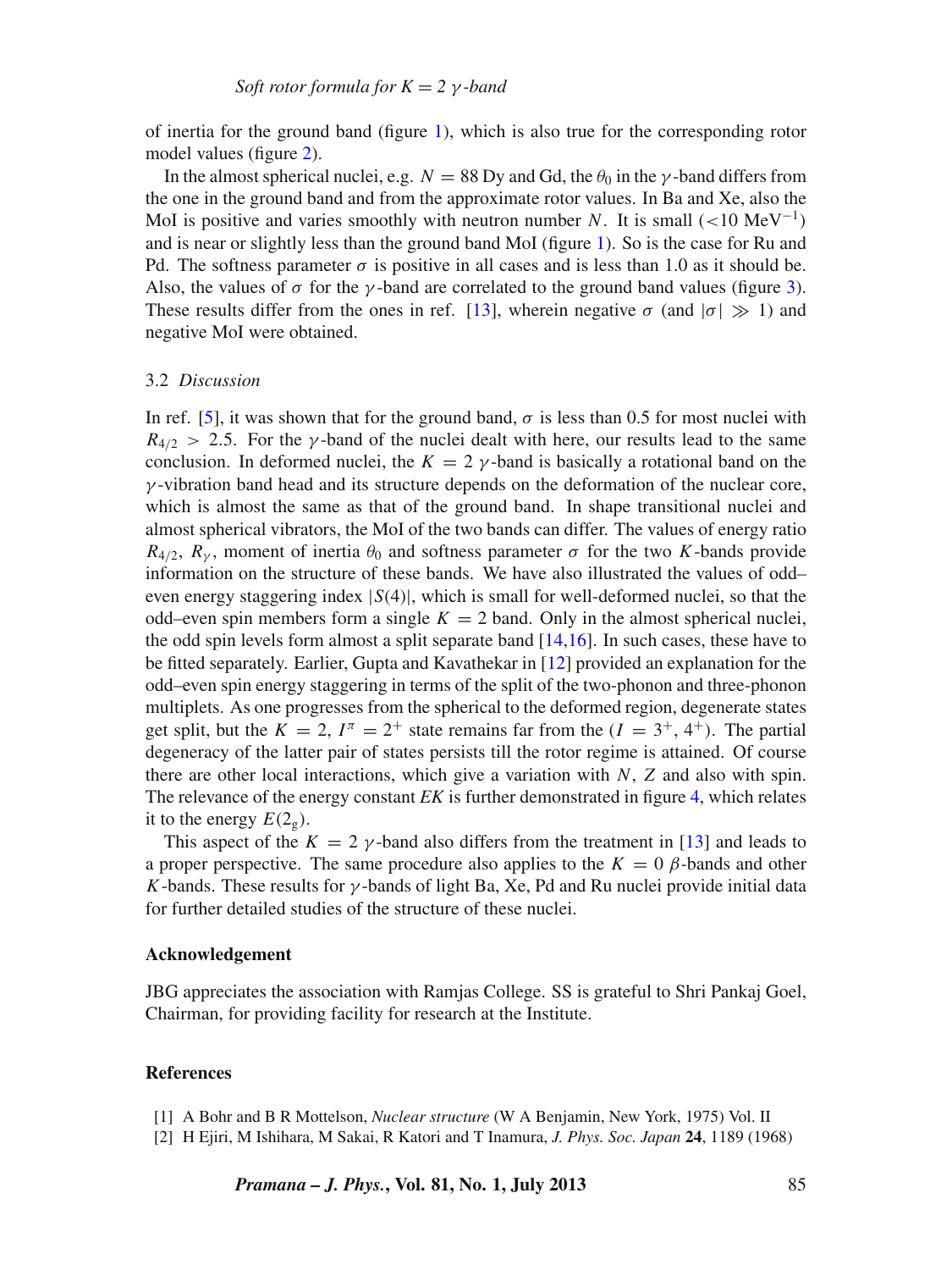of inertia for the ground band (figure 1), which is also true for the corresponding rotor model values (figure 2).

In the almost spherical nuclei, e.g. $N = 88$ Dy and Gd, the $\theta_0$ in the $\gamma$-band differs from the one in the ground band and from the approximate rotor values. In Ba and Xe, also the MoI is positive and varies smoothly with neutron number $N$. It is small ($<10$ MeV$^{-1}$) and is near or slightly less than the ground band MoI (figure 1). So is the case for Ru and Pd. The softness parameter $\sigma$ is positive in all cases and is less than 1.0 as it should be. Also, the values of $\sigma$ for the $\gamma$-band are correlated to the ground band values (figure 3). These results differ from the ones in ref. [13], wherein negative $\sigma$ (and $|\sigma| \gg 1$) and negative MoI were obtained.

### 3.2 *Discussion*

In ref. [5], it was shown that for the ground band, $\sigma$ is less than 0.5 for most nuclei with $R_{4/2} > 2.5$. For the $\gamma$-band of the nuclei dealt with here, our results lead to the same conclusion. In deformed nuclei, the $K = 2$ $\gamma$-band is basically a rotational band on the $\gamma$-vibration band head and its structure depends on the deformation of the nuclear core, which is almost the same as that of the ground band. In shape transitional nuclei and almost spherical vibrators, the MoI of the two bands can differ. The values of energy ratio $R_{4/2}$, $R_\gamma$, moment of inertia $\theta_0$ and softness parameter $\sigma$ for the two $K$-bands provide information on the structure of these bands. We have also illustrated the values of odd–even energy staggering index $|S(4)|$, which is small for well-deformed nuclei, so that the odd–even spin members form a single $K = 2$ band. Only in the almost spherical nuclei, the odd spin levels form almost a split separate band [14,16]. In such cases, these have to be fitted separately. Earlier, Gupta and Kavathekar in [12] provided an explanation for the odd–even spin energy staggering in terms of the split of the two-phonon and three-phonon multiplets. As one progresses from the spherical to the deformed region, degenerate states get split, but the $K = 2$, $I^\pi = 2^+$ state remains far from the ($I = 3^+, 4^+$). The partial degeneracy of the latter pair of states persists till the rotor regime is attained. Of course there are other local interactions, which give a variation with $N$, $Z$ and also with spin. The relevance of the energy constant *EK* is further demonstrated in figure 4, which relates it to the energy $E(2_g)$.

This aspect of the $K = 2$ $\gamma$-band also differs from the treatment in [13] and leads to a proper perspective. The same procedure also applies to the $K = 0$ $\beta$-bands and other $K$-bands. These results for $\gamma$-bands of light Ba, Xe, Pd and Ru nuclei provide initial data for further detailed studies of the structure of these nuclei.

## Acknowledgement

JBG appreciates the association with Ramjas College. SS is grateful to Shri Pankaj Goel, Chairman, for providing facility for research at the Institute.

## References

[1] A Bohr and B R Mottelson, *Nuclear structure* (W A Benjamin, New York, 1975) Vol. II

[2] H Ejiri, M Ishihara, M Sakai, R Katori and T Inamura, *J. Phys. Soc. Japan* **24**, 1189 (1968)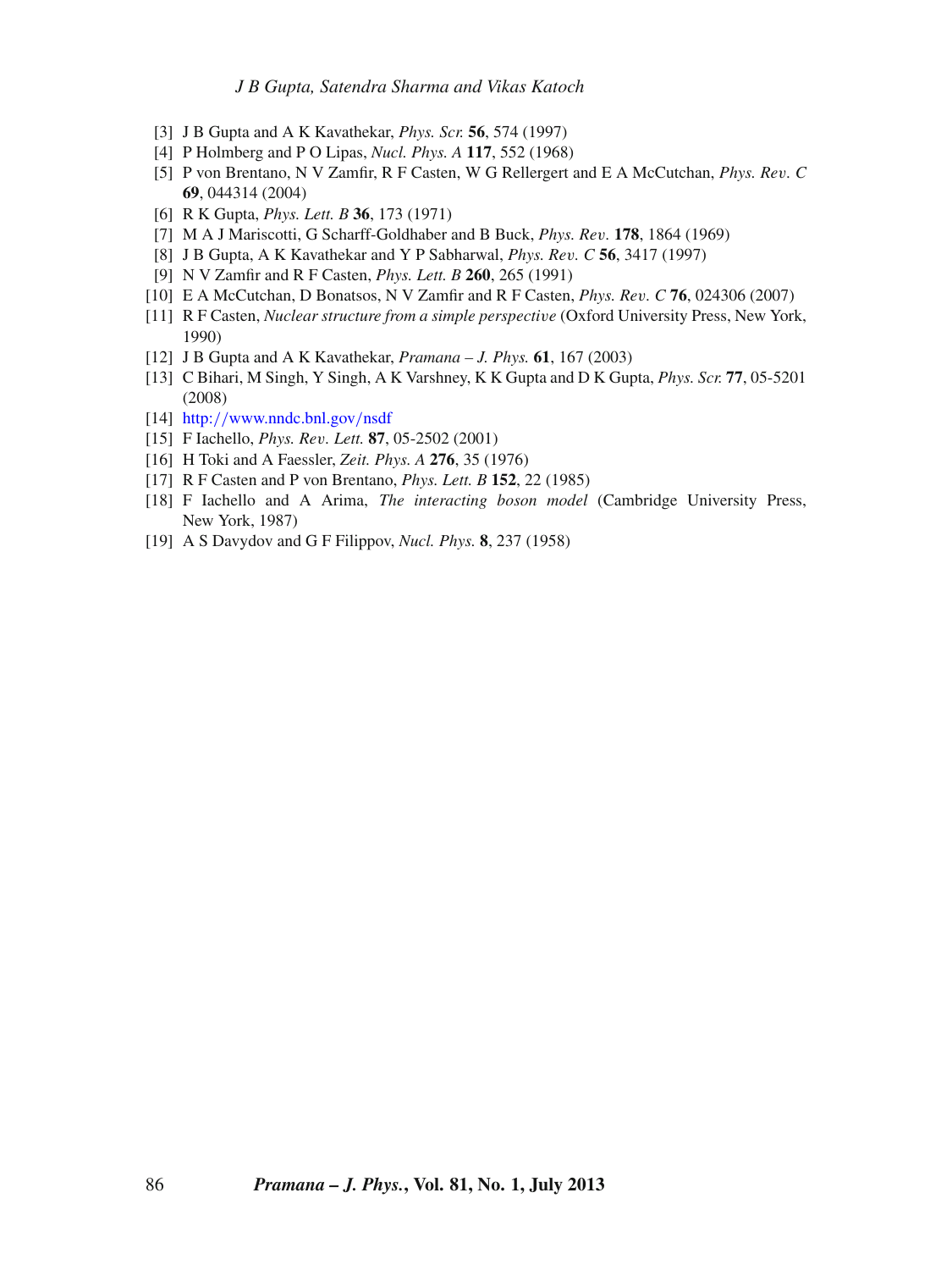[3] J B Gupta and A K Kavathekar, *Phys. Scr.* **56**, 574 (1997)
[4] P Holmberg and P O Lipas, *Nucl. Phys. A* **117**, 552 (1968)
[5] P von Brentano, N V Zamfir, R F Casten, W G Rellergert and E A McCutchan, *Phys. Rev. C* **69**, 044314 (2004)
[6] R K Gupta, *Phys. Lett. B* **36**, 173 (1971)
[7] M A J Mariscotti, G Scharff-Goldhaber and B Buck, *Phys. Rev.* **178**, 1864 (1969)
[8] J B Gupta, A K Kavathekar and Y P Sabharwal, *Phys. Rev. C* **56**, 3417 (1997)
[9] N V Zamfir and R F Casten, *Phys. Lett. B* **260**, 265 (1991)
[10] E A McCutchan, D Bonatsos, N V Zamfir and R F Casten, *Phys. Rev. C* **76**, 024306 (2007)
[11] R F Casten, *Nuclear structure from a simple perspective* (Oxford University Press, New York, 1990)
[12] J B Gupta and A K Kavathekar, *Pramana – J. Phys.* **61**, 167 (2003)
[13] C Bihari, M Singh, Y Singh, A K Varshney, K K Gupta and D K Gupta, *Phys. Scr.* **77**, 05-5201 (2008)
[14] http://www.nndc.bnl.gov/nsdf
[15] F Iachello, *Phys. Rev. Lett.* **87**, 05-2502 (2001)
[16] H Toki and A Faessler, *Zeit. Phys. A* **276**, 35 (1976)
[17] R F Casten and P von Brentano, *Phys. Lett. B* **152**, 22 (1985)
[18] F Iachello and A Arima, *The interacting boson model* (Cambridge University Press, New York, 1987)
[19] A S Davydov and G F Filippov, *Nucl. Phys.* **8**, 237 (1958)